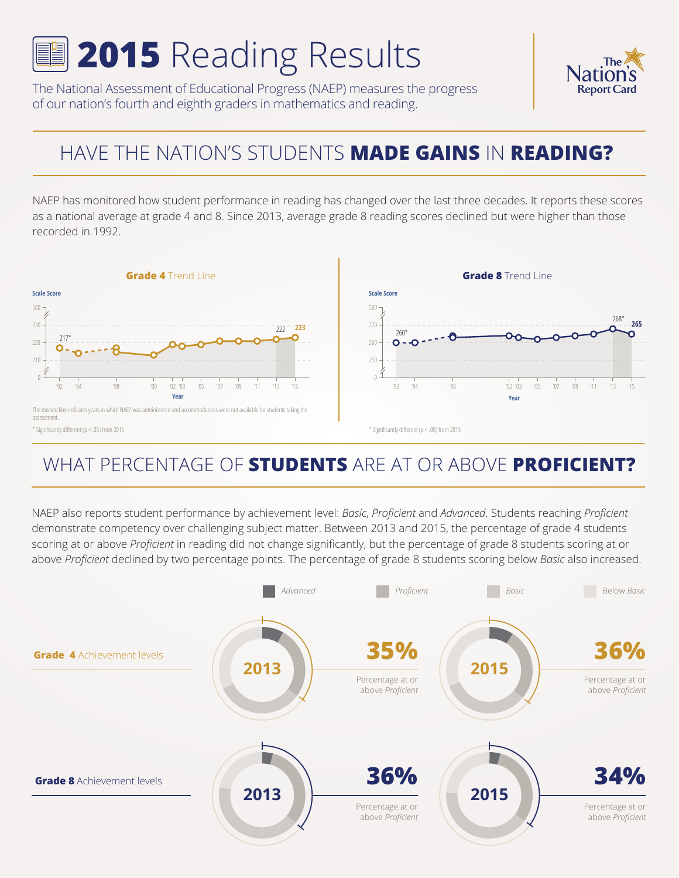# 2015 Reading Results

The National Assessment of Educational Progress (NAEP) measures the progress of our nation's fourth and eighth graders in mathematics and reading.

The Nation's Report Card

## HAVE THE NATION'S STUDENTS **MADE GAINS** IN **READING?**

NAEP has monitored how student performance in reading has changed over the last three decades. It reports these scores as a national average at grade 4 and 8. Since 2013, average grade 8 reading scores declined but were higher than those recorded in 1992.

**Grade 4** Trend Line

Scale Score

Year: '92, '94, '98, '00, '02, '03, '05, '07, '09, '11, '13, '15

217* ('92), 222 ('13), 223 ('15)

The dashed line indicates years in which NAEP was administered and accommodations were not available for students taking the assessment.

* Significantly different ($p < .05$) from 2015

**Grade 8** Trend Line

Scale Score

Year: '92, '94, '98, '02, '03, '05, '07, '09, '11, '13, '15

260* ('92), 268* ('13), 265 ('15)

* Significantly different ($p < .05$) from 2015

## WHAT PERCENTAGE OF **STUDENTS** ARE AT OR ABOVE **PROFICIENT?**

NAEP also reports student performance by achievement level: *Basic*, *Proficient* and *Advanced*. Students reaching *Proficient* demonstrate competency over challenging subject matter. Between 2013 and 2015, the percentage of grade 4 students scoring at or above *Proficient* in reading did not change significantly, but the percentage of grade 8 students scoring at or above *Proficient* declined by two percentage points. The percentage of grade 8 students scoring below *Basic* also increased.

*Advanced* | *Proficient* | *Basic* | Below *Basic*

| | 2013 | 2015 |
|---|---|---|
| **Grade 4** Achievement levels | **35%** Percentage at or above *Proficient* | **36%** Percentage at or above *Proficient* |
| **Grade 8** Achievement levels | **36%** Percentage at or above *Proficient* | **34%** Percentage at or above *Proficient* |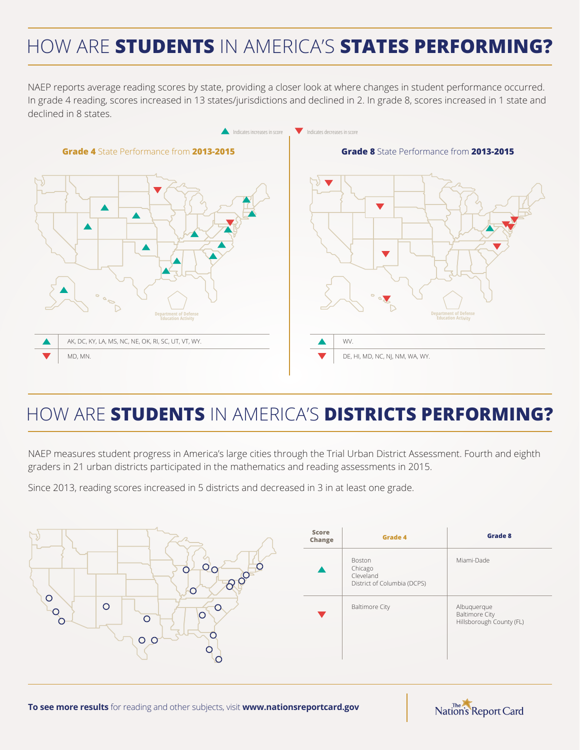# HOW ARE **STUDENTS** IN AMERICA'S **STATES PERFORMING?**

NAEP reports average reading scores by state, providing a closer look at where changes in student performance occurred. In grade 4 reading, scores increased in 13 states/jurisdictions and declined in 2. In grade 8, scores increased in 1 state and declined in 8 states.

▲ Indicates increases in score ▼ Indicates decreases in score

**Grade 4** State Performance from **2013-2015**

Department of Defense Education Activity

| | |
|---|---|
| ▲ | AK, DC, KY, LA, MS, NC, NE, OK, RI, SC, UT, VT, WY. |
| ▼ | MD, MN. |

**Grade 8** State Performance from **2013-2015**

Department of Defense Education Activity

| | |
|---|---|
| ▲ | WV. |
| ▼ | DE, HI, MD, NC, NJ, NM, WA, WY. |

# HOW ARE **STUDENTS** IN AMERICA'S **DISTRICTS PERFORMING?**

NAEP measures student progress in America's large cities through the Trial Urban District Assessment. Fourth and eighth graders in 21 urban districts participated in the mathematics and reading assessments in 2015.

Since 2013, reading scores increased in 5 districts and decreased in 3 in at least one grade.

| Score Change | Grade 4 | Grade 8 |
|---|---|---|
| ▲ | Boston<br>Chicago<br>Cleveland<br>District of Columbia (DCPS) | Miami-Dade |
| ▼ | Baltimore City | Albuquerque<br>Baltimore City<br>Hillsborough County (FL) |

**To see more results** for reading and other subjects, visit **www.nationsreportcard.gov**

The Nation's Report Card